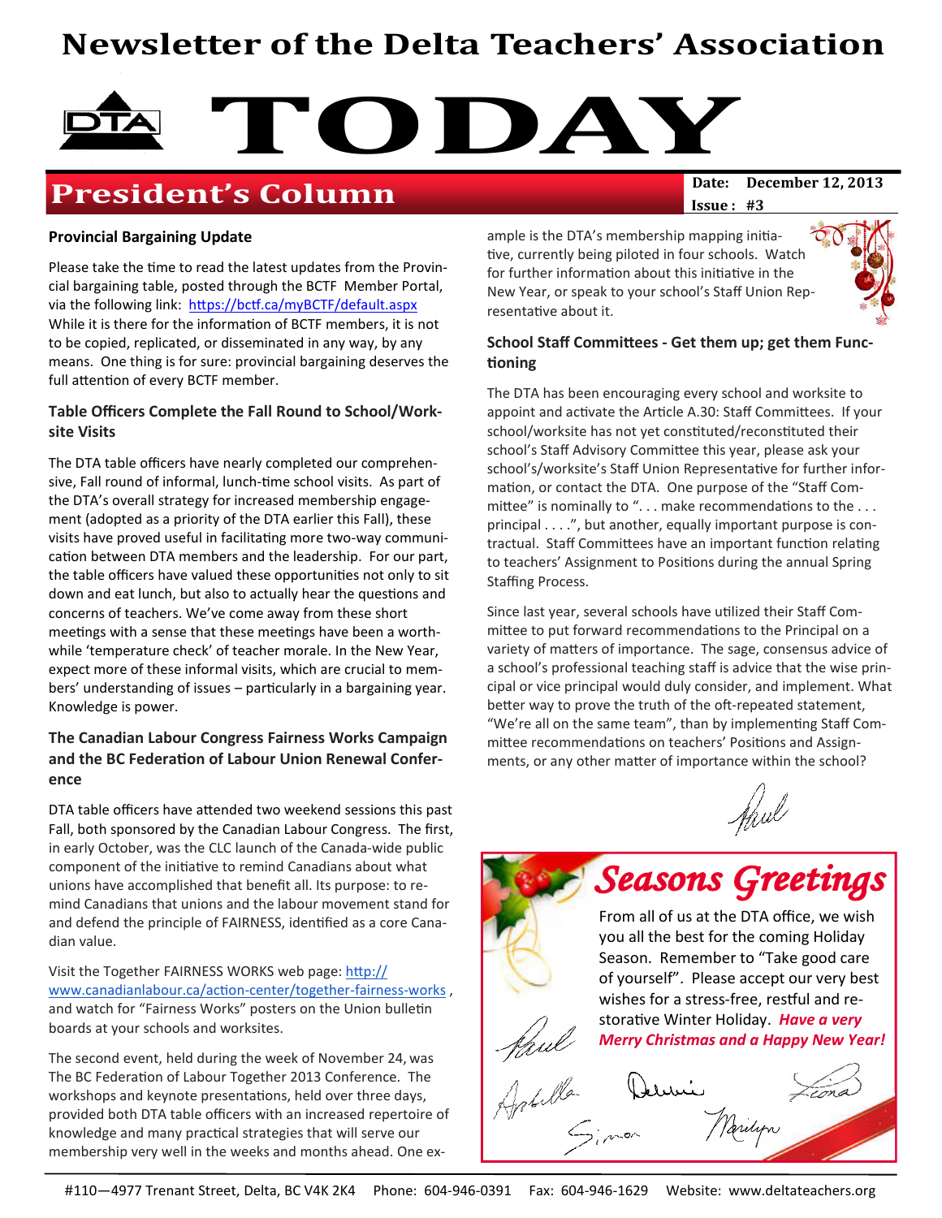# Newsletter of the Delta Teachers' Association

# TODAY

## President's Column

**Date:** December 12, 2013
**Issue:** #3

### Provincial Bargaining Update

Please take the time to read the latest updates from the Provincial bargaining table, posted through the BCTF Member Portal, via the following link: https://bctf.ca/myBCTF/default.aspx While it is there for the information of BCTF members, it is not to be copied, replicated, or disseminated in any way, by any means. One thing is for sure: provincial bargaining deserves the full attention of every BCTF member.

### Table Officers Complete the Fall Round to School/Worksite Visits

The DTA table officers have nearly completed our comprehensive, Fall round of informal, lunch-time school visits. As part of the DTA's overall strategy for increased membership engagement (adopted as a priority of the DTA earlier this Fall), these visits have proved useful in facilitating more two-way communication between DTA members and the leadership. For our part, the table officers have valued these opportunities not only to sit down and eat lunch, but also to actually hear the questions and concerns of teachers. We've come away from these short meetings with a sense that these meetings have been a worthwhile 'temperature check' of teacher morale. In the New Year, expect more of these informal visits, which are crucial to members' understanding of issues – particularly in a bargaining year. Knowledge is power.

### The Canadian Labour Congress Fairness Works Campaign and the BC Federation of Labour Union Renewal Conference

DTA table officers have attended two weekend sessions this past Fall, both sponsored by the Canadian Labour Congress. The first, in early October, was the CLC launch of the Canada-wide public component of the initiative to remind Canadians about what unions have accomplished that benefit all. Its purpose: to remind Canadians that unions and the labour movement stand for and defend the principle of FAIRNESS, identified as a core Canadian value.

Visit the Together FAIRNESS WORKS web page: http://www.canadianlabour.ca/action-center/together-fairness-works , and watch for "Fairness Works" posters on the Union bulletin boards at your schools and worksites.

The second event, held during the week of November 24, was The BC Federation of Labour Together 2013 Conference. The workshops and keynote presentations, held over three days, provided both DTA table officers with an increased repertoire of knowledge and many practical strategies that will serve our membership very well in the weeks and months ahead. One example is the DTA's membership mapping initiative, currently being piloted in four schools. Watch for further information about this initiative in the New Year, or speak to your school's Staff Union Representative about it.

### School Staff Committees - Get them up; get them Functioning

The DTA has been encouraging every school and worksite to appoint and activate the Article A.30: Staff Committees. If your school/worksite has not yet constituted/reconstituted their school's Staff Advisory Committee this year, please ask your school's/worksite's Staff Union Representative for further information, or contact the DTA. One purpose of the "Staff Committee" is nominally to ". . . make recommendations to the . . . principal . . . .", but another, equally important purpose is contractual. Staff Committees have an important function relating to teachers' Assignment to Positions during the annual Spring Staffing Process.

Since last year, several schools have utilized their Staff Committee to put forward recommendations to the Principal on a variety of matters of importance. The sage, consensus advice of a school's professional teaching staff is advice that the wise principal or vice principal would duly consider, and implement. What better way to prove the truth of the oft-repeated statement, "We're all on the same team", than by implementing Staff Committee recommendations on teachers' Positions and Assignments, or any other matter of importance within the school?

Paul

## Seasons Greetings

From all of us at the DTA office, we wish you all the best for the coming Holiday Season. Remember to "Take good care of yourself". Please accept our very best wishes for a stress-free, restful and restorative Winter Holiday. ***Have a very Merry Christmas and a Happy New Year!***

Paul, Arbella, Dennis, Fiona, Simon, Marilyn

#110—4977 Trenant Street, Delta, BC V4K 2K4 Phone: 604-946-0391 Fax: 604-946-1629 Website: www.deltateachers.org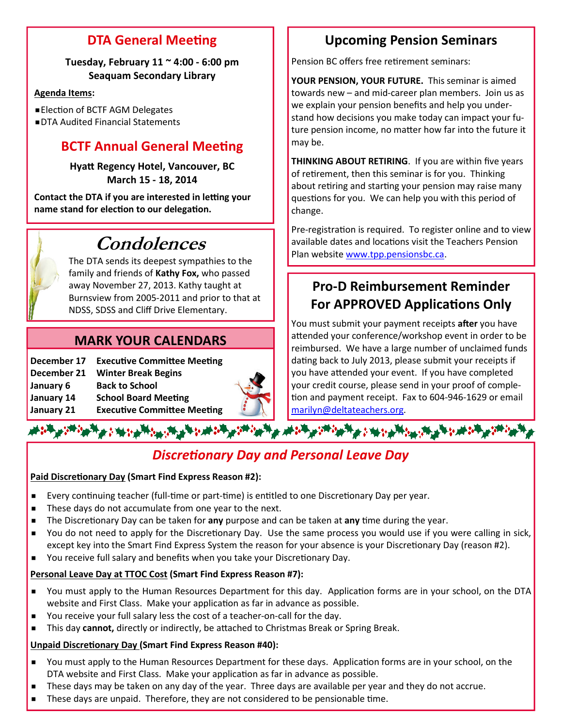## DTA General Meeting

**Tuesday, February 11 ~ 4:00 - 6:00 pm**
**Seaquam Secondary Library**

**Agenda Items:**

- Election of BCTF AGM Delegates
- DTA Audited Financial Statements

## BCTF Annual General Meeting

**Hyatt Regency Hotel, Vancouver, BC**
**March 15 - 18, 2014**

**Contact the DTA if you are interested in letting your name stand for election to our delegation.**

## *Condolences*

The DTA sends its deepest sympathies to the family and friends of **Kathy Fox,** who passed away November 27, 2013. Kathy taught at Burnsview from 2005-2011 and prior to that at NDSS, SDSS and Cliff Drive Elementary.

## MARK YOUR CALENDARS

| | |
|---|---|
| **December 17** | **Executive Committee Meeting** |
| **December 21** | **Winter Break Begins** |
| **January 6** | **Back to School** |
| **January 14** | **School Board Meeting** |
| **January 21** | **Executive Committee Meeting** |

## Upcoming Pension Seminars

Pension BC offers free retirement seminars:

**YOUR PENSION, YOUR FUTURE.** This seminar is aimed towards new – and mid-career plan members. Join us as we explain your pension benefits and help you understand how decisions you make today can impact your future pension income, no matter how far into the future it may be.

**THINKING ABOUT RETIRING**. If you are within five years of retirement, then this seminar is for you. Thinking about retiring and starting your pension may raise many questions for you. We can help you with this period of change.

Pre-registration is required. To register online and to view available dates and locations visit the Teachers Pension Plan website www.tpp.pensionsbc.ca.

## Pro-D Reimbursement Reminder For APPROVED Applications Only

You must submit your payment receipts **after** you have attended your conference/workshop event in order to be reimbursed. We have a large number of unclaimed funds dating back to July 2013, please submit your receipts if you have attended your event. If you have completed your credit course, please send in your proof of completion and payment receipt. Fax to 604-946-1629 or email marilyn@deltateachers.org.

## *Discretionary Day and Personal Leave Day*

**Paid Discretionary Day (Smart Find Express Reason #2):**

- Every continuing teacher (full-time or part-time) is entitled to one Discretionary Day per year.
- These days do not accumulate from one year to the next.
- The Discretionary Day can be taken for **any** purpose and can be taken at **any** time during the year.
- You do not need to apply for the Discretionary Day. Use the same process you would use if you were calling in sick, except key into the Smart Find Express System the reason for your absence is your Discretionary Day (reason #2).
- You receive full salary and benefits when you take your Discretionary Day.

**Personal Leave Day at TTOC Cost (Smart Find Express Reason #7):**

- You must apply to the Human Resources Department for this day. Application forms are in your school, on the DTA website and First Class. Make your application as far in advance as possible.
- You receive your full salary less the cost of a teacher-on-call for the day.
- This day **cannot,** directly or indirectly, be attached to Christmas Break or Spring Break.

**Unpaid Discretionary Day (Smart Find Express Reason #40):**

- You must apply to the Human Resources Department for these days. Application forms are in your school, on the DTA website and First Class. Make your application as far in advance as possible.
- These days may be taken on any day of the year. Three days are available per year and they do not accrue.
- These days are unpaid. Therefore, they are not considered to be pensionable time.